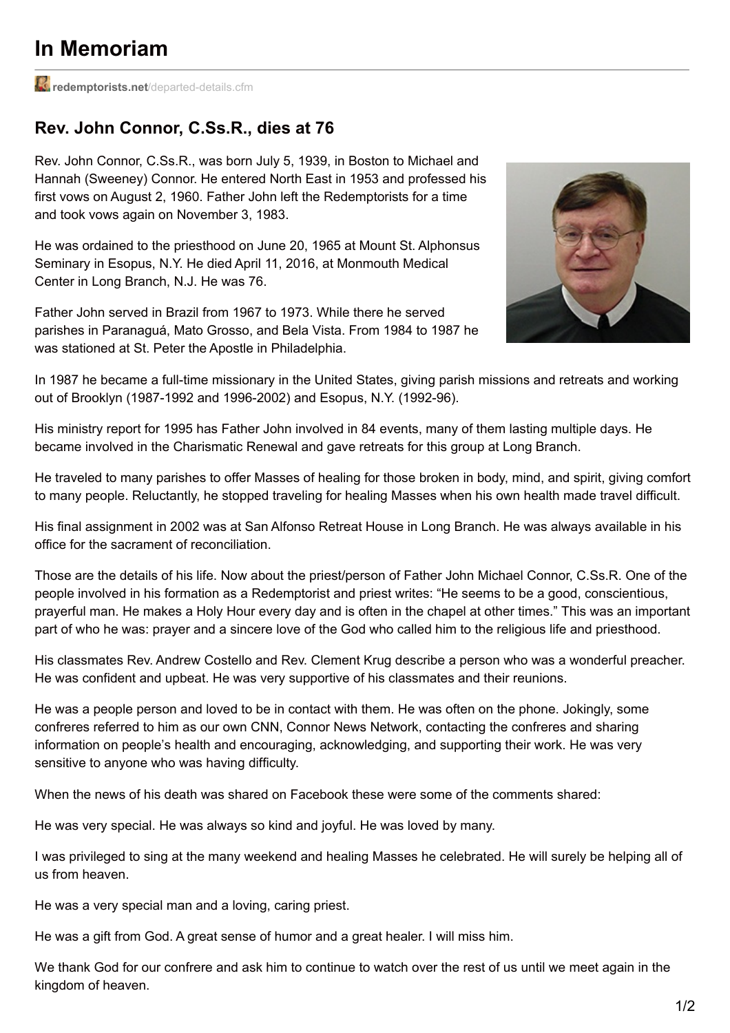# In Memoriam

redemptorists.net/departed-details.cfm

## Rev. John Connor, C.Ss.R., dies at 76

Rev. John Connor, C.Ss.R., was born July 5, 1939, in Boston to Michael and Hannah (Sweeney) Connor. He entered North East in 1953 and professed his first vows on August 2, 1960. Father John left the Redemptorists for a time and took vows again on November 3, 1983.

He was ordained to the priesthood on June 20, 1965 at Mount St. Alphonsus Seminary in Esopus, N.Y. He died April 11, 2016, at Monmouth Medical Center in Long Branch, N.J. He was 76.

Father John served in Brazil from 1967 to 1973. While there he served parishes in Paranaguá, Mato Grosso, and Bela Vista. From 1984 to 1987 he was stationed at St. Peter the Apostle in Philadelphia.

In 1987 he became a full-time missionary in the United States, giving parish missions and retreats and working out of Brooklyn (1987-1992 and 1996-2002) and Esopus, N.Y. (1992-96).

His ministry report for 1995 has Father John involved in 84 events, many of them lasting multiple days. He became involved in the Charismatic Renewal and gave retreats for this group at Long Branch.

He traveled to many parishes to offer Masses of healing for those broken in body, mind, and spirit, giving comfort to many people. Reluctantly, he stopped traveling for healing Masses when his own health made travel difficult.

His final assignment in 2002 was at San Alfonso Retreat House in Long Branch. He was always available in his office for the sacrament of reconciliation.

Those are the details of his life. Now about the priest/person of Father John Michael Connor, C.Ss.R. One of the people involved in his formation as a Redemptorist and priest writes: "He seems to be a good, conscientious, prayerful man. He makes a Holy Hour every day and is often in the chapel at other times." This was an important part of who he was: prayer and a sincere love of the God who called him to the religious life and priesthood.

His classmates Rev. Andrew Costello and Rev. Clement Krug describe a person who was a wonderful preacher. He was confident and upbeat. He was very supportive of his classmates and their reunions.

He was a people person and loved to be in contact with them. He was often on the phone. Jokingly, some confreres referred to him as our own CNN, Connor News Network, contacting the confreres and sharing information on people's health and encouraging, acknowledging, and supporting their work. He was very sensitive to anyone who was having difficulty.

When the news of his death was shared on Facebook these were some of the comments shared:

He was very special. He was always so kind and joyful. He was loved by many.

I was privileged to sing at the many weekend and healing Masses he celebrated. He will surely be helping all of us from heaven.

He was a very special man and a loving, caring priest.

He was a gift from God. A great sense of humor and a great healer. I will miss him.

We thank God for our confrere and ask him to continue to watch over the rest of us until we meet again in the kingdom of heaven.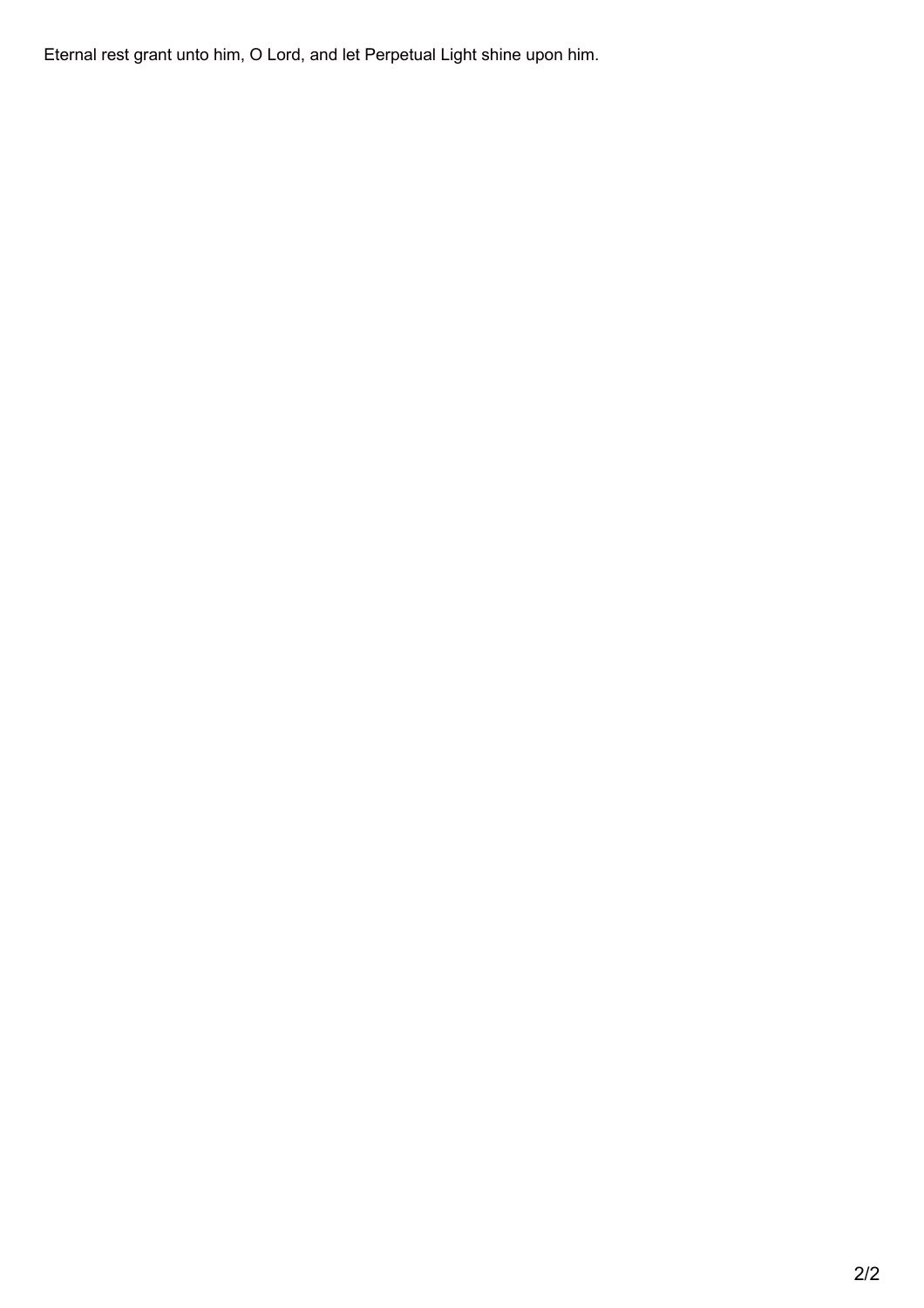Eternal rest grant unto him, O Lord, and let Perpetual Light shine upon him.